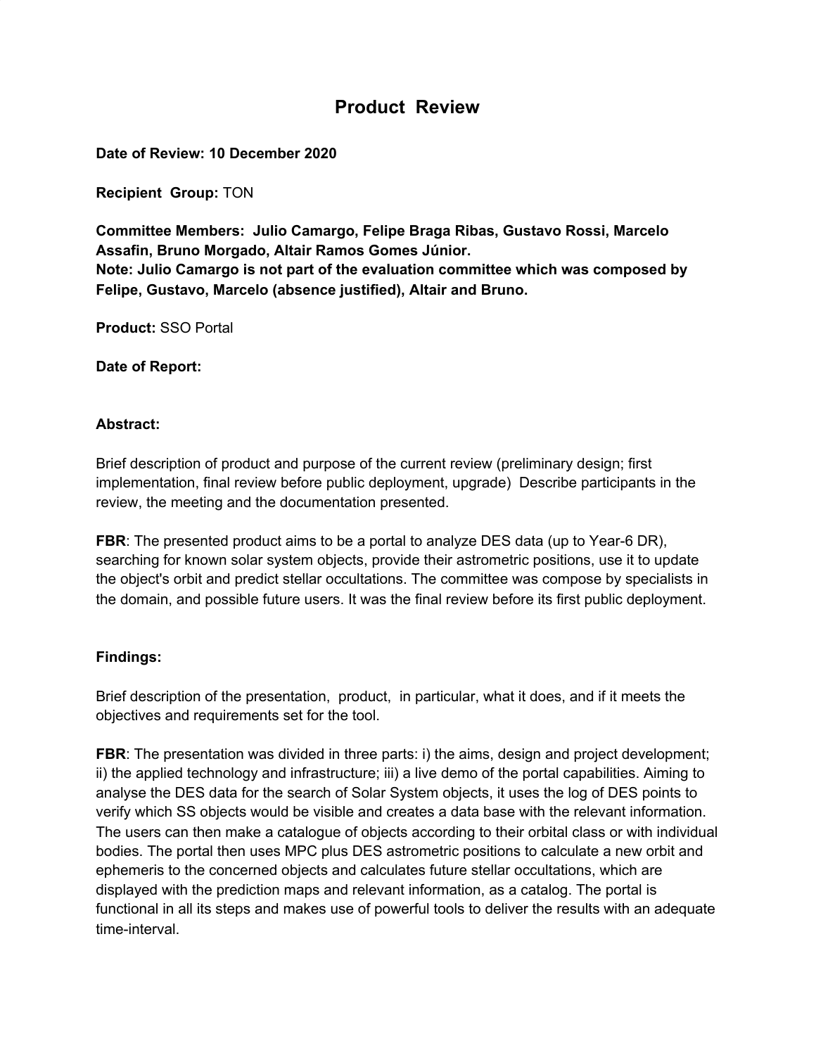# Product Review

**Date of Review: 10 December 2020**

**Recipient Group:** TON

**Committee Members: Julio Camargo, Felipe Braga Ribas, Gustavo Rossi, Marcelo Assafin, Bruno Morgado, Altair Ramos Gomes Júnior.**
**Note: Julio Camargo is not part of the evaluation committee which was composed by Felipe, Gustavo, Marcelo (absence justified), Altair and Bruno.**

**Product:** SSO Portal

**Date of Report:**

**Abstract:**

Brief description of product and purpose of the current review (preliminary design; first implementation, final review before public deployment, upgrade) Describe participants in the review, the meeting and the documentation presented.

**FBR**: The presented product aims to be a portal to analyze DES data (up to Year-6 DR), searching for known solar system objects, provide their astrometric positions, use it to update the object's orbit and predict stellar occultations. The committee was compose by specialists in the domain, and possible future users. It was the final review before its first public deployment.

**Findings:**

Brief description of the presentation, product, in particular, what it does, and if it meets the objectives and requirements set for the tool.

**FBR**: The presentation was divided in three parts: i) the aims, design and project development; ii) the applied technology and infrastructure; iii) a live demo of the portal capabilities. Aiming to analyse the DES data for the search of Solar System objects, it uses the log of DES points to verify which SS objects would be visible and creates a data base with the relevant information. The users can then make a catalogue of objects according to their orbital class or with individual bodies. The portal then uses MPC plus DES astrometric positions to calculate a new orbit and ephemeris to the concerned objects and calculates future stellar occultations, which are displayed with the prediction maps and relevant information, as a catalog. The portal is functional in all its steps and makes use of powerful tools to deliver the results with an adequate time-interval.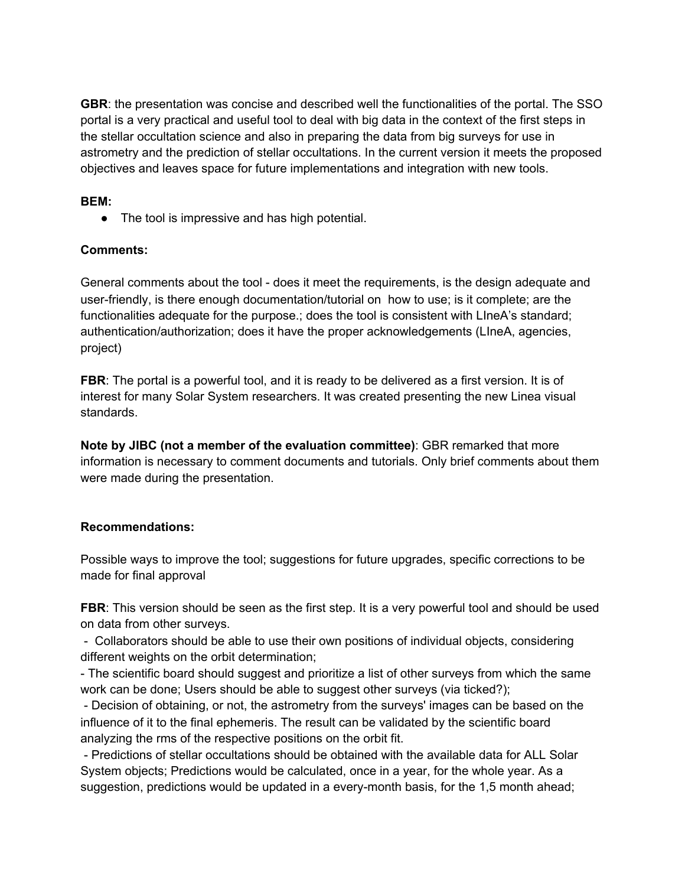**GBR**: the presentation was concise and described well the functionalities of the portal. The SSO portal is a very practical and useful tool to deal with big data in the context of the first steps in the stellar occultation science and also in preparing the data from big surveys for use in astrometry and the prediction of stellar occultations. In the current version it meets the proposed objectives and leaves space for future implementations and integration with new tools.

**BEM:**

- The tool is impressive and has high potential.

**Comments:**

General comments about the tool - does it meet the requirements, is the design adequate and user-friendly, is there enough documentation/tutorial on how to use; is it complete; are the functionalities adequate for the purpose.; does the tool is consistent with LIneA's standard; authentication/authorization; does it have the proper acknowledgements (LIneA, agencies, project)

**FBR**: The portal is a powerful tool, and it is ready to be delivered as a first version. It is of interest for many Solar System researchers. It was created presenting the new Linea visual standards.

**Note by JIBC (not a member of the evaluation committee)**: GBR remarked that more information is necessary to comment documents and tutorials. Only brief comments about them were made during the presentation.

**Recommendations:**

Possible ways to improve the tool; suggestions for future upgrades, specific corrections to be made for final approval

**FBR**: This version should be seen as the first step. It is a very powerful tool and should be used on data from other surveys.

- Collaborators should be able to use their own positions of individual objects, considering different weights on the orbit determination;
- The scientific board should suggest and prioritize a list of other surveys from which the same work can be done; Users should be able to suggest other surveys (via ticked?);
- Decision of obtaining, or not, the astrometry from the surveys' images can be based on the influence of it to the final ephemeris. The result can be validated by the scientific board analyzing the rms of the respective positions on the orbit fit.
- Predictions of stellar occultations should be obtained with the available data for ALL Solar System objects; Predictions would be calculated, once in a year, for the whole year. As a suggestion, predictions would be updated in a every-month basis, for the 1,5 month ahead;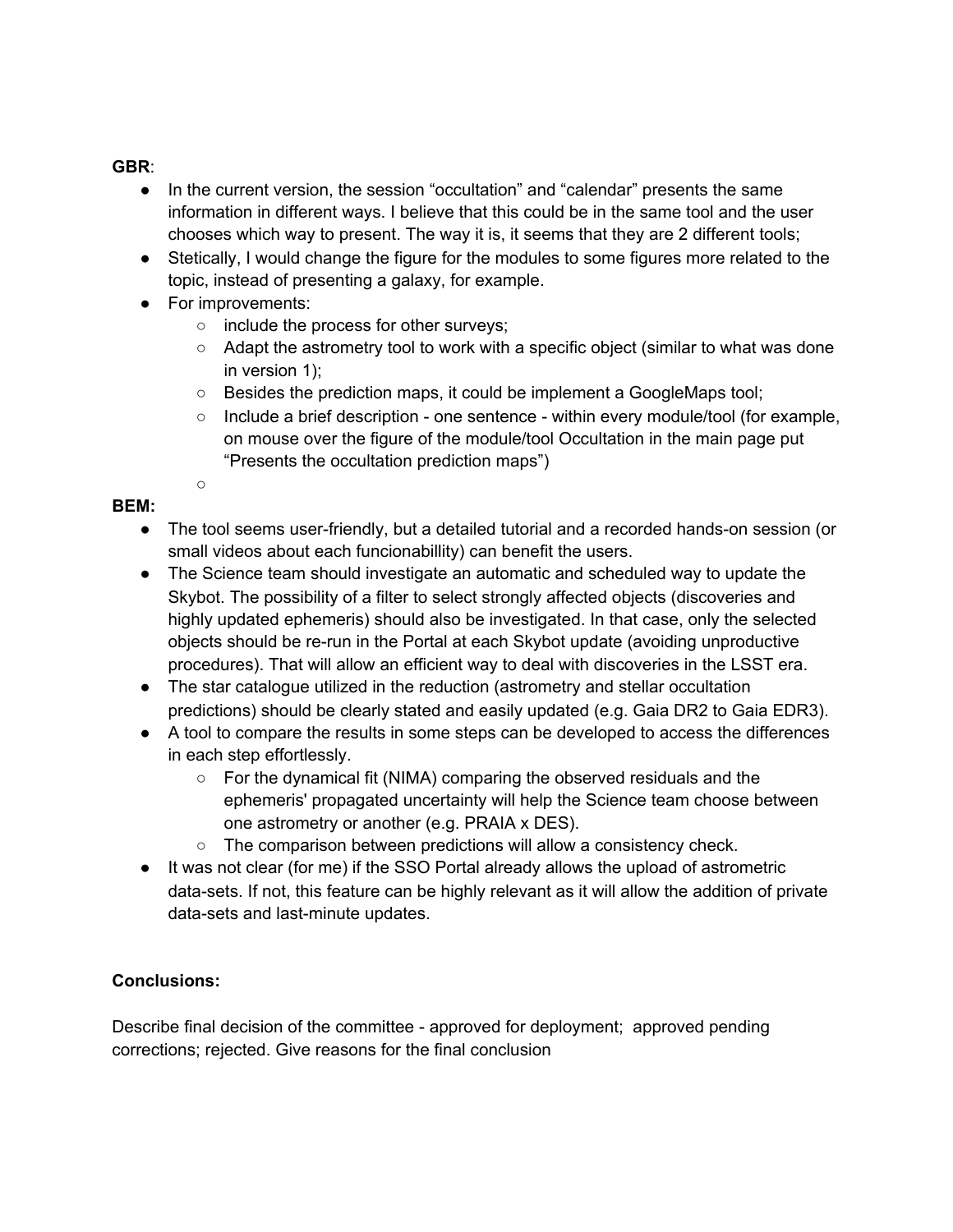**GBR**:

- In the current version, the session “occultation” and “calendar” presents the same information in different ways. I believe that this could be in the same tool and the user chooses which way to present. The way it is, it seems that they are 2 different tools;
- Stetically, I would change the figure for the modules to some figures more related to the topic, instead of presenting a galaxy, for example.
- For improvements:
    - include the process for other surveys;
    - Adapt the astrometry tool to work with a specific object (similar to what was done in version 1);
    - Besides the prediction maps, it could be implement a GoogleMaps tool;
    - Include a brief description - one sentence - within every module/tool (for example, on mouse over the figure of the module/tool Occultation in the main page put “Presents the occultation prediction maps”)
    -

**BEM:**

- The tool seems user-friendly, but a detailed tutorial and a recorded hands-on session (or small videos about each funcionabillity) can benefit the users.
- The Science team should investigate an automatic and scheduled way to update the Skybot. The possibility of a filter to select strongly affected objects (discoveries and highly updated ephemeris) should also be investigated. In that case, only the selected objects should be re-run in the Portal at each Skybot update (avoiding unproductive procedures). That will allow an efficient way to deal with discoveries in the LSST era.
- The star catalogue utilized in the reduction (astrometry and stellar occultation predictions) should be clearly stated and easily updated (e.g. Gaia DR2 to Gaia EDR3).
- A tool to compare the results in some steps can be developed to access the differences in each step effortlessly.
    - For the dynamical fit (NIMA) comparing the observed residuals and the ephemeris' propagated uncertainty will help the Science team choose between one astrometry or another (e.g. PRAIA x DES).
    - The comparison between predictions will allow a consistency check.
- It was not clear (for me) if the SSO Portal already allows the upload of astrometric data-sets. If not, this feature can be highly relevant as it will allow the addition of private data-sets and last-minute updates.

**Conclusions:**

Describe final decision of the committee - approved for deployment; approved pending corrections; rejected. Give reasons for the final conclusion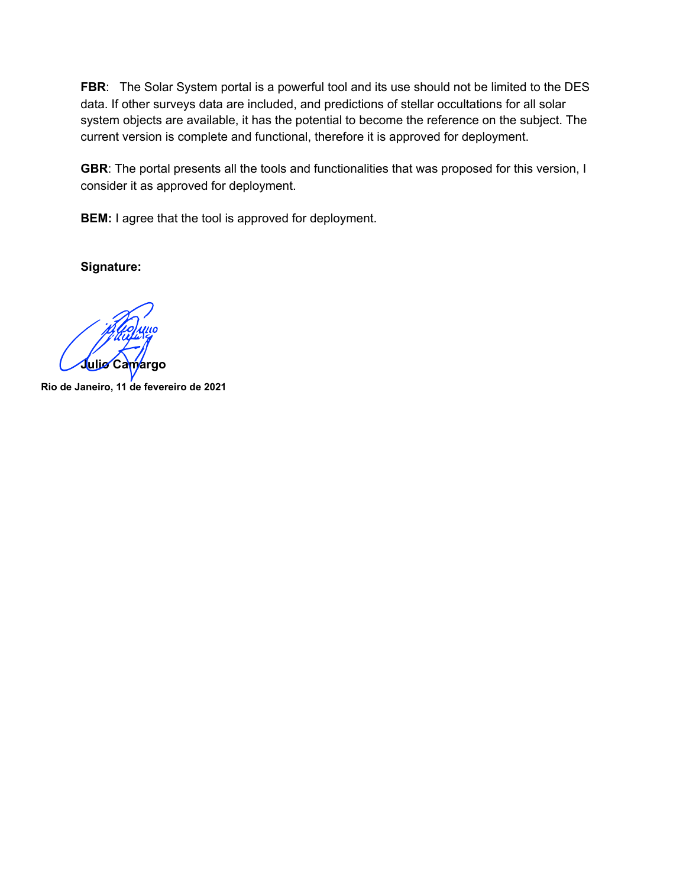**FBR**: The Solar System portal is a powerful tool and its use should not be limited to the DES data. If other surveys data are included, and predictions of stellar occultations for all solar system objects are available, it has the potential to become the reference on the subject. The current version is complete and functional, therefore it is approved for deployment.

**GBR**: The portal presents all the tools and functionalities that was proposed for this version, I consider it as approved for deployment.

**BEM:** I agree that the tool is approved for deployment.

**Signature:**

**Julio Camargo**

**Rio de Janeiro, 11 de fevereiro de 2021**